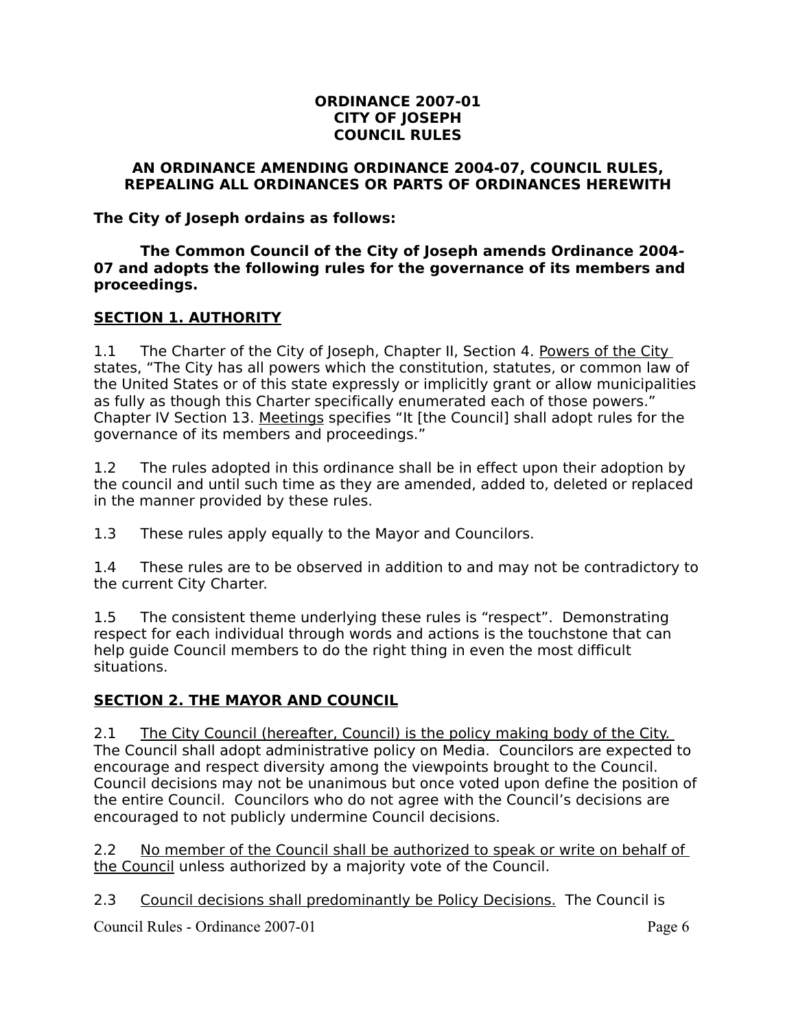# ORDINANCE 2007-01
# CITY OF JOSEPH
# COUNCIL RULES

## AN ORDINANCE AMENDING ORDINANCE 2004-07, COUNCIL RULES, REPEALING ALL ORDINANCES OR PARTS OF ORDINANCES HEREWITH

**The City of Joseph ordains as follows:**

**The Common Council of the City of Joseph amends Ordinance 2004-07 and adopts the following rules for the governance of its members and proceedings.**

## SECTION 1. AUTHORITY

1.1 The Charter of the City of Joseph, Chapter II, Section 4. Powers of the City states, "The City has all powers which the constitution, statutes, or common law of the United States or of this state expressly or implicitly grant or allow municipalities as fully as though this Charter specifically enumerated each of those powers." Chapter IV Section 13. Meetings specifies "It [the Council] shall adopt rules for the governance of its members and proceedings."

1.2 The rules adopted in this ordinance shall be in effect upon their adoption by the council and until such time as they are amended, added to, deleted or replaced in the manner provided by these rules.

1.3 These rules apply equally to the Mayor and Councilors.

1.4 These rules are to be observed in addition to and may not be contradictory to the current City Charter.

1.5 The consistent theme underlying these rules is "respect". Demonstrating respect for each individual through words and actions is the touchstone that can help guide Council members to do the right thing in even the most difficult situations.

## SECTION 2. THE MAYOR AND COUNCIL

2.1 The City Council (hereafter, Council) is the policy making body of the City. The Council shall adopt administrative policy on Media. Councilors are expected to encourage and respect diversity among the viewpoints brought to the Council. Council decisions may not be unanimous but once voted upon define the position of the entire Council. Councilors who do not agree with the Council's decisions are encouraged to not publicly undermine Council decisions.

2.2 No member of the Council shall be authorized to speak or write on behalf of the Council unless authorized by a majority vote of the Council.

2.3 Council decisions shall predominantly be Policy Decisions. The Council is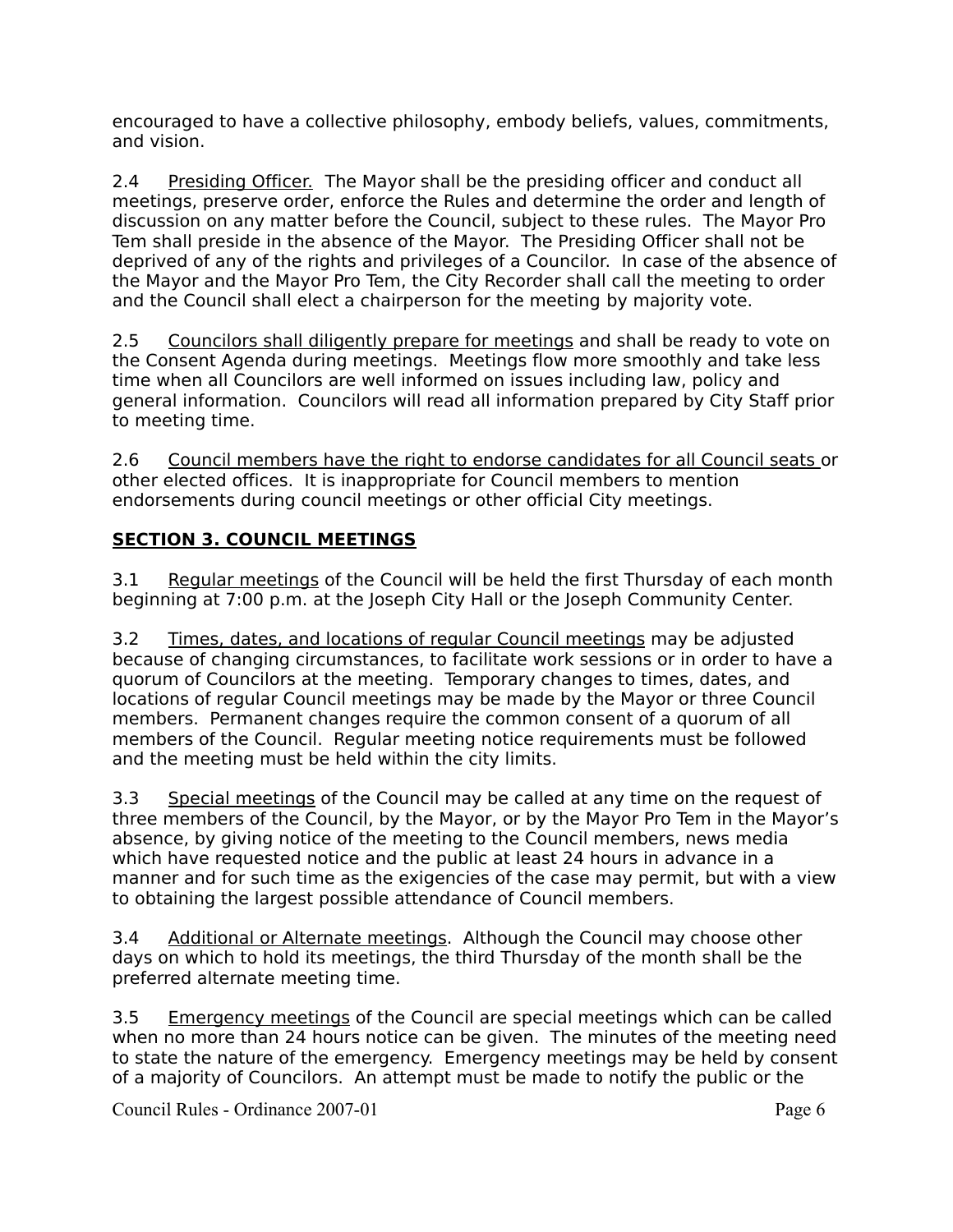encouraged to have a collective philosophy, embody beliefs, values, commitments, and vision.

2.4 Presiding Officer. The Mayor shall be the presiding officer and conduct all meetings, preserve order, enforce the Rules and determine the order and length of discussion on any matter before the Council, subject to these rules. The Mayor Pro Tem shall preside in the absence of the Mayor. The Presiding Officer shall not be deprived of any of the rights and privileges of a Councilor. In case of the absence of the Mayor and the Mayor Pro Tem, the City Recorder shall call the meeting to order and the Council shall elect a chairperson for the meeting by majority vote.

2.5 Councilors shall diligently prepare for meetings and shall be ready to vote on the Consent Agenda during meetings. Meetings flow more smoothly and take less time when all Councilors are well informed on issues including law, policy and general information. Councilors will read all information prepared by City Staff prior to meeting time.

2.6 Council members have the right to endorse candidates for all Council seats or other elected offices. It is inappropriate for Council members to mention endorsements during council meetings or other official City meetings.

## SECTION 3. COUNCIL MEETINGS

3.1 Regular meetings of the Council will be held the first Thursday of each month beginning at 7:00 p.m. at the Joseph City Hall or the Joseph Community Center.

3.2 Times, dates, and locations of regular Council meetings may be adjusted because of changing circumstances, to facilitate work sessions or in order to have a quorum of Councilors at the meeting. Temporary changes to times, dates, and locations of regular Council meetings may be made by the Mayor or three Council members. Permanent changes require the common consent of a quorum of all members of the Council. Regular meeting notice requirements must be followed and the meeting must be held within the city limits.

3.3 Special meetings of the Council may be called at any time on the request of three members of the Council, by the Mayor, or by the Mayor Pro Tem in the Mayor's absence, by giving notice of the meeting to the Council members, news media which have requested notice and the public at least 24 hours in advance in a manner and for such time as the exigencies of the case may permit, but with a view to obtaining the largest possible attendance of Council members.

3.4 Additional or Alternate meetings. Although the Council may choose other days on which to hold its meetings, the third Thursday of the month shall be the preferred alternate meeting time.

3.5 Emergency meetings of the Council are special meetings which can be called when no more than 24 hours notice can be given. The minutes of the meeting need to state the nature of the emergency. Emergency meetings may be held by consent of a majority of Councilors. An attempt must be made to notify the public or the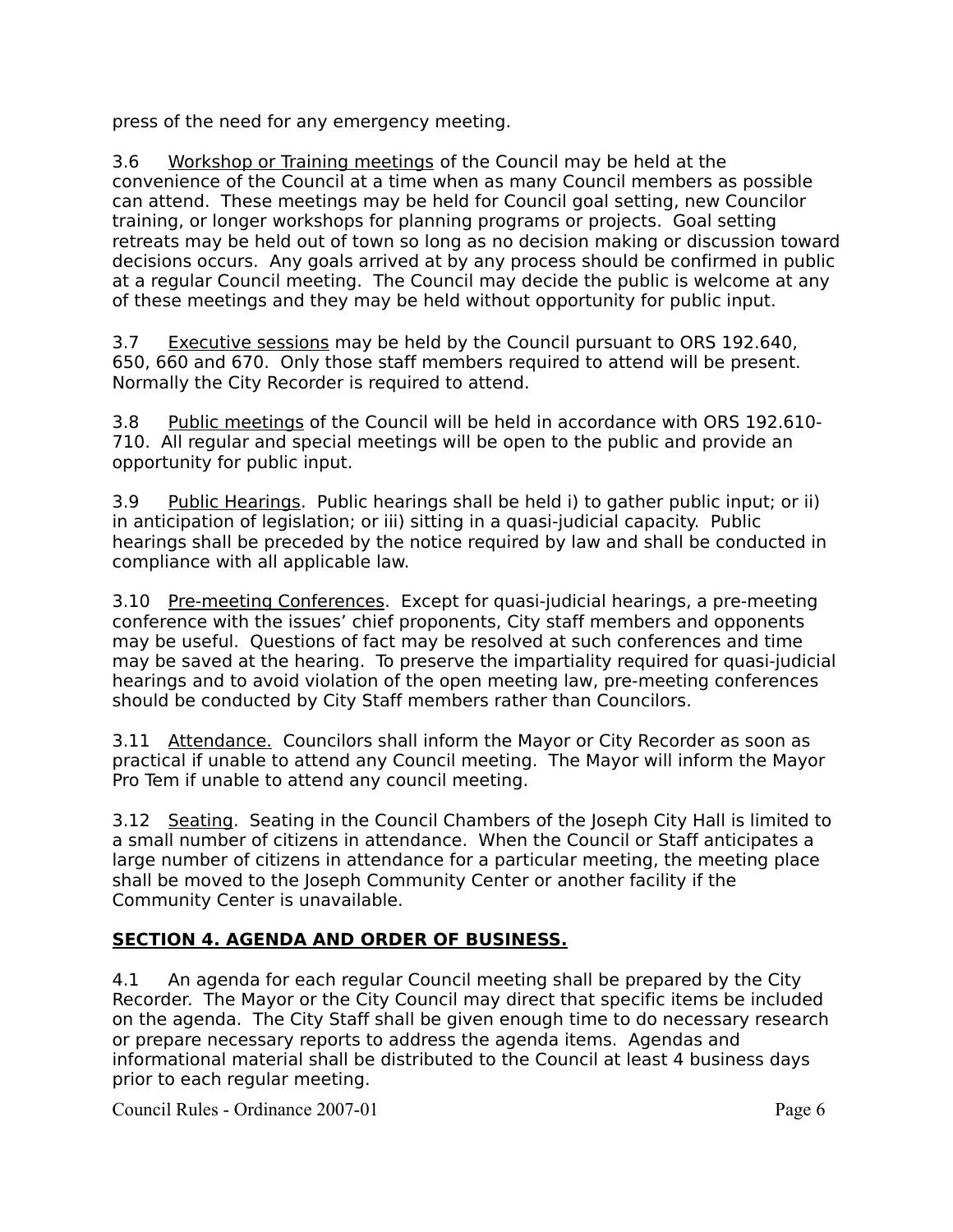press of the need for any emergency meeting.

3.6 Workshop or Training meetings of the Council may be held at the convenience of the Council at a time when as many Council members as possible can attend. These meetings may be held for Council goal setting, new Councilor training, or longer workshops for planning programs or projects. Goal setting retreats may be held out of town so long as no decision making or discussion toward decisions occurs. Any goals arrived at by any process should be confirmed in public at a regular Council meeting. The Council may decide the public is welcome at any of these meetings and they may be held without opportunity for public input.

3.7 Executive sessions may be held by the Council pursuant to ORS 192.640, 650, 660 and 670. Only those staff members required to attend will be present. Normally the City Recorder is required to attend.

3.8 Public meetings of the Council will be held in accordance with ORS 192.610-710. All regular and special meetings will be open to the public and provide an opportunity for public input.

3.9 Public Hearings. Public hearings shall be held i) to gather public input; or ii) in anticipation of legislation; or iii) sitting in a quasi-judicial capacity. Public hearings shall be preceded by the notice required by law and shall be conducted in compliance with all applicable law.

3.10 Pre-meeting Conferences. Except for quasi-judicial hearings, a pre-meeting conference with the issues' chief proponents, City staff members and opponents may be useful. Questions of fact may be resolved at such conferences and time may be saved at the hearing. To preserve the impartiality required for quasi-judicial hearings and to avoid violation of the open meeting law, pre-meeting conferences should be conducted by City Staff members rather than Councilors.

3.11 Attendance. Councilors shall inform the Mayor or City Recorder as soon as practical if unable to attend any Council meeting. The Mayor will inform the Mayor Pro Tem if unable to attend any council meeting.

3.12 Seating. Seating in the Council Chambers of the Joseph City Hall is limited to a small number of citizens in attendance. When the Council or Staff anticipates a large number of citizens in attendance for a particular meeting, the meeting place shall be moved to the Joseph Community Center or another facility if the Community Center is unavailable.

## SECTION 4. AGENDA AND ORDER OF BUSINESS.

4.1 An agenda for each regular Council meeting shall be prepared by the City Recorder. The Mayor or the City Council may direct that specific items be included on the agenda. The City Staff shall be given enough time to do necessary research or prepare necessary reports to address the agenda items. Agendas and informational material shall be distributed to the Council at least 4 business days prior to each regular meeting.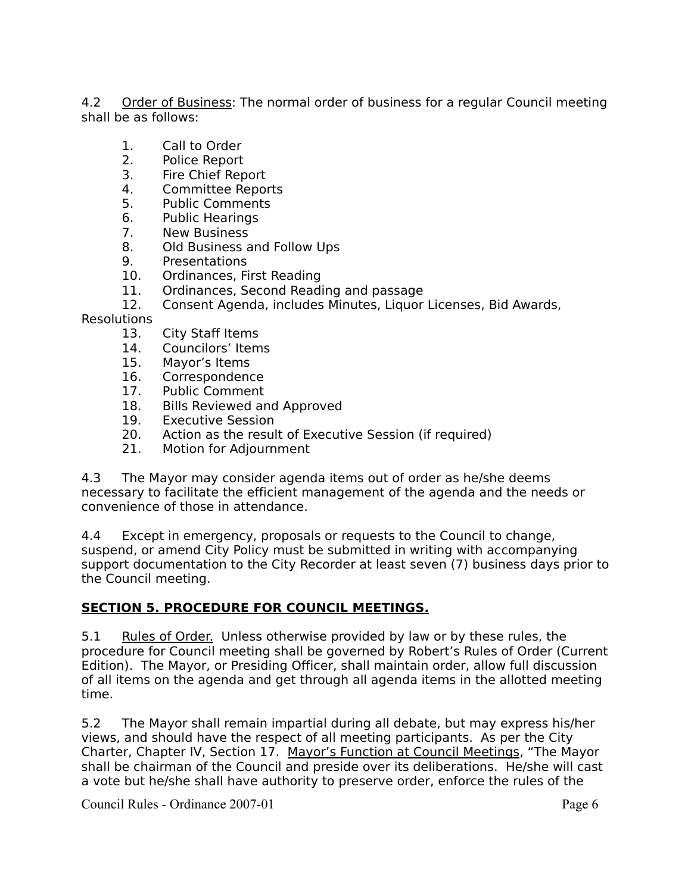4.2 Order of Business: The normal order of business for a regular Council meeting shall be as follows:

1. Call to Order
2. Police Report
3. Fire Chief Report
4. Committee Reports
5. Public Comments
6. Public Hearings
7. New Business
8. Old Business and Follow Ups
9. Presentations
10. Ordinances, First Reading
11. Ordinances, Second Reading and passage
12. Consent Agenda, includes Minutes, Liquor Licenses, Bid Awards, Resolutions
13. City Staff Items
14. Councilors' Items
15. Mayor's Items
16. Correspondence
17. Public Comment
18. Bills Reviewed and Approved
19. Executive Session
20. Action as the result of Executive Session (if required)
21. Motion for Adjournment

4.3 The Mayor may consider agenda items out of order as he/she deems necessary to facilitate the efficient management of the agenda and the needs or convenience of those in attendance.

4.4 Except in emergency, proposals or requests to the Council to change, suspend, or amend City Policy must be submitted in writing with accompanying support documentation to the City Recorder at least seven (7) business days prior to the Council meeting.

## SECTION 5. PROCEDURE FOR COUNCIL MEETINGS.

5.1 Rules of Order. Unless otherwise provided by law or by these rules, the procedure for Council meeting shall be governed by Robert's Rules of Order (Current Edition). The Mayor, or Presiding Officer, shall maintain order, allow full discussion of all items on the agenda and get through all agenda items in the allotted meeting time.

5.2 The Mayor shall remain impartial during all debate, but may express his/her views, and should have the respect of all meeting participants. As per the City Charter, Chapter IV, Section 17. Mayor's Function at Council Meetings, "The Mayor shall be chairman of the Council and preside over its deliberations. He/she will cast a vote but he/she shall have authority to preserve order, enforce the rules of the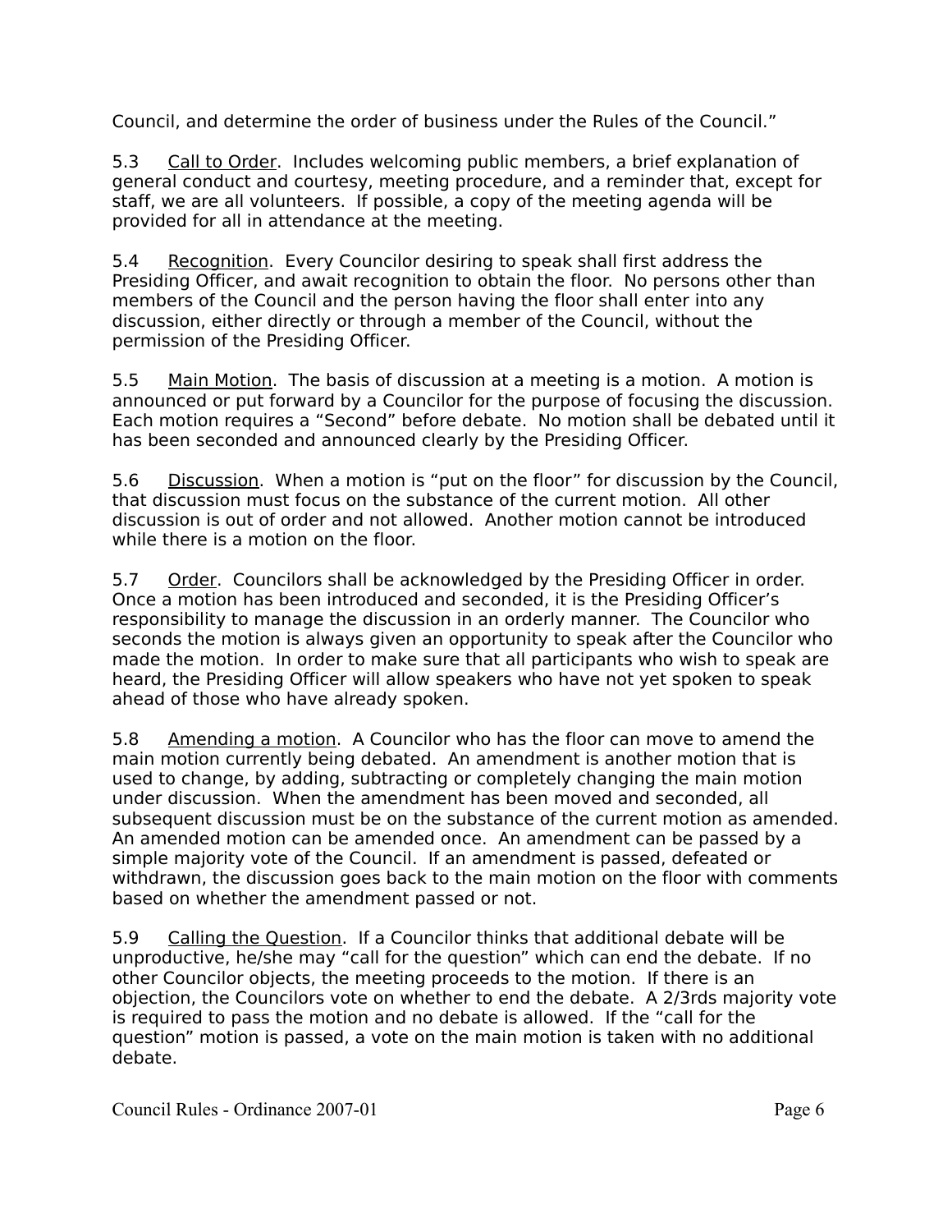Council, and determine the order of business under the Rules of the Council."

5.3 Call to Order. Includes welcoming public members, a brief explanation of general conduct and courtesy, meeting procedure, and a reminder that, except for staff, we are all volunteers. If possible, a copy of the meeting agenda will be provided for all in attendance at the meeting.

5.4 Recognition. Every Councilor desiring to speak shall first address the Presiding Officer, and await recognition to obtain the floor. No persons other than members of the Council and the person having the floor shall enter into any discussion, either directly or through a member of the Council, without the permission of the Presiding Officer.

5.5 Main Motion. The basis of discussion at a meeting is a motion. A motion is announced or put forward by a Councilor for the purpose of focusing the discussion. Each motion requires a "Second" before debate. No motion shall be debated until it has been seconded and announced clearly by the Presiding Officer.

5.6 Discussion. When a motion is "put on the floor" for discussion by the Council, that discussion must focus on the substance of the current motion. All other discussion is out of order and not allowed. Another motion cannot be introduced while there is a motion on the floor.

5.7 Order. Councilors shall be acknowledged by the Presiding Officer in order. Once a motion has been introduced and seconded, it is the Presiding Officer's responsibility to manage the discussion in an orderly manner. The Councilor who seconds the motion is always given an opportunity to speak after the Councilor who made the motion. In order to make sure that all participants who wish to speak are heard, the Presiding Officer will allow speakers who have not yet spoken to speak ahead of those who have already spoken.

5.8 Amending a motion. A Councilor who has the floor can move to amend the main motion currently being debated. An amendment is another motion that is used to change, by adding, subtracting or completely changing the main motion under discussion. When the amendment has been moved and seconded, all subsequent discussion must be on the substance of the current motion as amended. An amended motion can be amended once. An amendment can be passed by a simple majority vote of the Council. If an amendment is passed, defeated or withdrawn, the discussion goes back to the main motion on the floor with comments based on whether the amendment passed or not.

5.9 Calling the Question. If a Councilor thinks that additional debate will be unproductive, he/she may "call for the question" which can end the debate. If no other Councilor objects, the meeting proceeds to the motion. If there is an objection, the Councilors vote on whether to end the debate. A 2/3rds majority vote is required to pass the motion and no debate is allowed. If the "call for the question" motion is passed, a vote on the main motion is taken with no additional debate.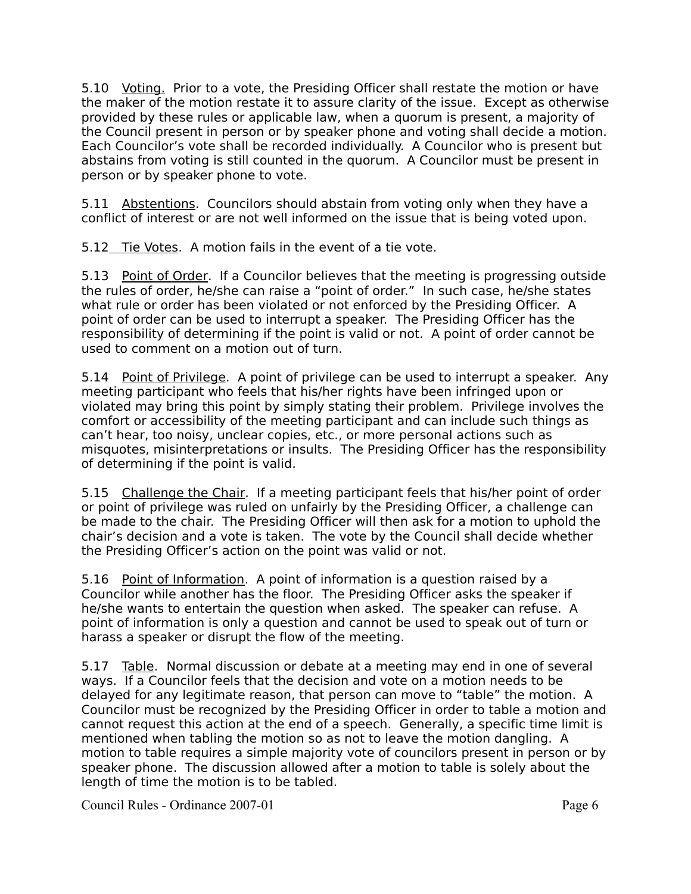5.10 Voting. Prior to a vote, the Presiding Officer shall restate the motion or have the maker of the motion restate it to assure clarity of the issue. Except as otherwise provided by these rules or applicable law, when a quorum is present, a majority of the Council present in person or by speaker phone and voting shall decide a motion. Each Councilor's vote shall be recorded individually. A Councilor who is present but abstains from voting is still counted in the quorum. A Councilor must be present in person or by speaker phone to vote.

5.11 Abstentions. Councilors should abstain from voting only when they have a conflict of interest or are not well informed on the issue that is being voted upon.

5.12 Tie Votes. A motion fails in the event of a tie vote.

5.13 Point of Order. If a Councilor believes that the meeting is progressing outside the rules of order, he/she can raise a "point of order." In such case, he/she states what rule or order has been violated or not enforced by the Presiding Officer. A point of order can be used to interrupt a speaker. The Presiding Officer has the responsibility of determining if the point is valid or not. A point of order cannot be used to comment on a motion out of turn.

5.14 Point of Privilege. A point of privilege can be used to interrupt a speaker. Any meeting participant who feels that his/her rights have been infringed upon or violated may bring this point by simply stating their problem. Privilege involves the comfort or accessibility of the meeting participant and can include such things as can't hear, too noisy, unclear copies, etc., or more personal actions such as misquotes, misinterpretations or insults. The Presiding Officer has the responsibility of determining if the point is valid.

5.15 Challenge the Chair. If a meeting participant feels that his/her point of order or point of privilege was ruled on unfairly by the Presiding Officer, a challenge can be made to the chair. The Presiding Officer will then ask for a motion to uphold the chair's decision and a vote is taken. The vote by the Council shall decide whether the Presiding Officer's action on the point was valid or not.

5.16 Point of Information. A point of information is a question raised by a Councilor while another has the floor. The Presiding Officer asks the speaker if he/she wants to entertain the question when asked. The speaker can refuse. A point of information is only a question and cannot be used to speak out of turn or harass a speaker or disrupt the flow of the meeting.

5.17 Table. Normal discussion or debate at a meeting may end in one of several ways. If a Councilor feels that the decision and vote on a motion needs to be delayed for any legitimate reason, that person can move to "table" the motion. A Councilor must be recognized by the Presiding Officer in order to table a motion and cannot request this action at the end of a speech. Generally, a specific time limit is mentioned when tabling the motion so as not to leave the motion dangling. A motion to table requires a simple majority vote of councilors present in person or by speaker phone. The discussion allowed after a motion to table is solely about the length of time the motion is to be tabled.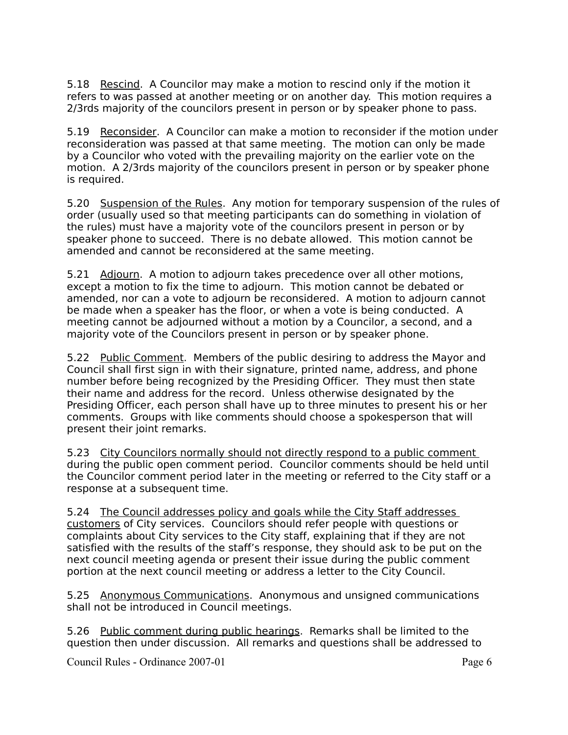5.18 Rescind. A Councilor may make a motion to rescind only if the motion it refers to was passed at another meeting or on another day. This motion requires a 2/3rds majority of the councilors present in person or by speaker phone to pass.

5.19 Reconsider. A Councilor can make a motion to reconsider if the motion under reconsideration was passed at that same meeting. The motion can only be made by a Councilor who voted with the prevailing majority on the earlier vote on the motion. A 2/3rds majority of the councilors present in person or by speaker phone is required.

5.20 Suspension of the Rules. Any motion for temporary suspension of the rules of order (usually used so that meeting participants can do something in violation of the rules) must have a majority vote of the councilors present in person or by speaker phone to succeed. There is no debate allowed. This motion cannot be amended and cannot be reconsidered at the same meeting.

5.21 Adjourn. A motion to adjourn takes precedence over all other motions, except a motion to fix the time to adjourn. This motion cannot be debated or amended, nor can a vote to adjourn be reconsidered. A motion to adjourn cannot be made when a speaker has the floor, or when a vote is being conducted. A meeting cannot be adjourned without a motion by a Councilor, a second, and a majority vote of the Councilors present in person or by speaker phone.

5.22 Public Comment. Members of the public desiring to address the Mayor and Council shall first sign in with their signature, printed name, address, and phone number before being recognized by the Presiding Officer. They must then state their name and address for the record. Unless otherwise designated by the Presiding Officer, each person shall have up to three minutes to present his or her comments. Groups with like comments should choose a spokesperson that will present their joint remarks.

5.23 City Councilors normally should not directly respond to a public comment during the public open comment period. Councilor comments should be held until the Councilor comment period later in the meeting or referred to the City staff or a response at a subsequent time.

5.24 The Council addresses policy and goals while the City Staff addresses customers of City services. Councilors should refer people with questions or complaints about City services to the City staff, explaining that if they are not satisfied with the results of the staff's response, they should ask to be put on the next council meeting agenda or present their issue during the public comment portion at the next council meeting or address a letter to the City Council.

5.25 Anonymous Communications. Anonymous and unsigned communications shall not be introduced in Council meetings.

5.26 Public comment during public hearings. Remarks shall be limited to the question then under discussion. All remarks and questions shall be addressed to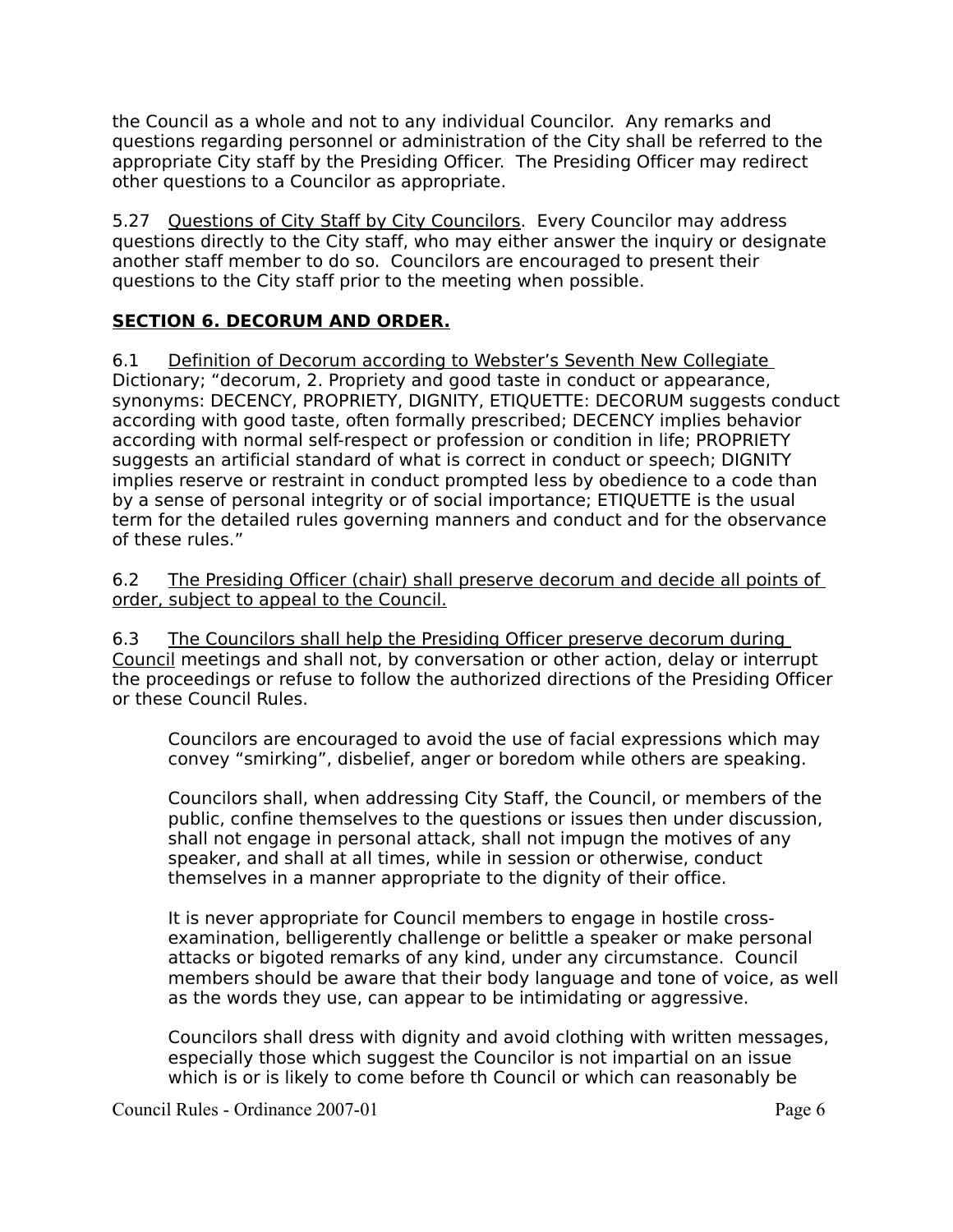the Council as a whole and not to any individual Councilor. Any remarks and questions regarding personnel or administration of the City shall be referred to the appropriate City staff by the Presiding Officer. The Presiding Officer may redirect other questions to a Councilor as appropriate.

5.27 Questions of City Staff by City Councilors. Every Councilor may address questions directly to the City staff, who may either answer the inquiry or designate another staff member to do so. Councilors are encouraged to present their questions to the City staff prior to the meeting when possible.

## SECTION 6. DECORUM AND ORDER.

6.1 Definition of Decorum according to Webster's Seventh New Collegiate Dictionary; "decorum, 2. Propriety and good taste in conduct or appearance, synonyms: DECENCY, PROPRIETY, DIGNITY, ETIQUETTE: DECORUM suggests conduct according with good taste, often formally prescribed; DECENCY implies behavior according with normal self-respect or profession or condition in life; PROPRIETY suggests an artificial standard of what is correct in conduct or speech; DIGNITY implies reserve or restraint in conduct prompted less by obedience to a code than by a sense of personal integrity or of social importance; ETIQUETTE is the usual term for the detailed rules governing manners and conduct and for the observance of these rules."

6.2 The Presiding Officer (chair) shall preserve decorum and decide all points of order, subject to appeal to the Council.

6.3 The Councilors shall help the Presiding Officer preserve decorum during Council meetings and shall not, by conversation or other action, delay or interrupt the proceedings or refuse to follow the authorized directions of the Presiding Officer or these Council Rules.

> Councilors are encouraged to avoid the use of facial expressions which may convey "smirking", disbelief, anger or boredom while others are speaking.
>
> Councilors shall, when addressing City Staff, the Council, or members of the public, confine themselves to the questions or issues then under discussion, shall not engage in personal attack, shall not impugn the motives of any speaker, and shall at all times, while in session or otherwise, conduct themselves in a manner appropriate to the dignity of their office.
>
> It is never appropriate for Council members to engage in hostile cross-examination, belligerently challenge or belittle a speaker or make personal attacks or bigoted remarks of any kind, under any circumstance. Council members should be aware that their body language and tone of voice, as well as the words they use, can appear to be intimidating or aggressive.
>
> Councilors shall dress with dignity and avoid clothing with written messages, especially those which suggest the Councilor is not impartial on an issue which is or is likely to come before th Council or which can reasonably be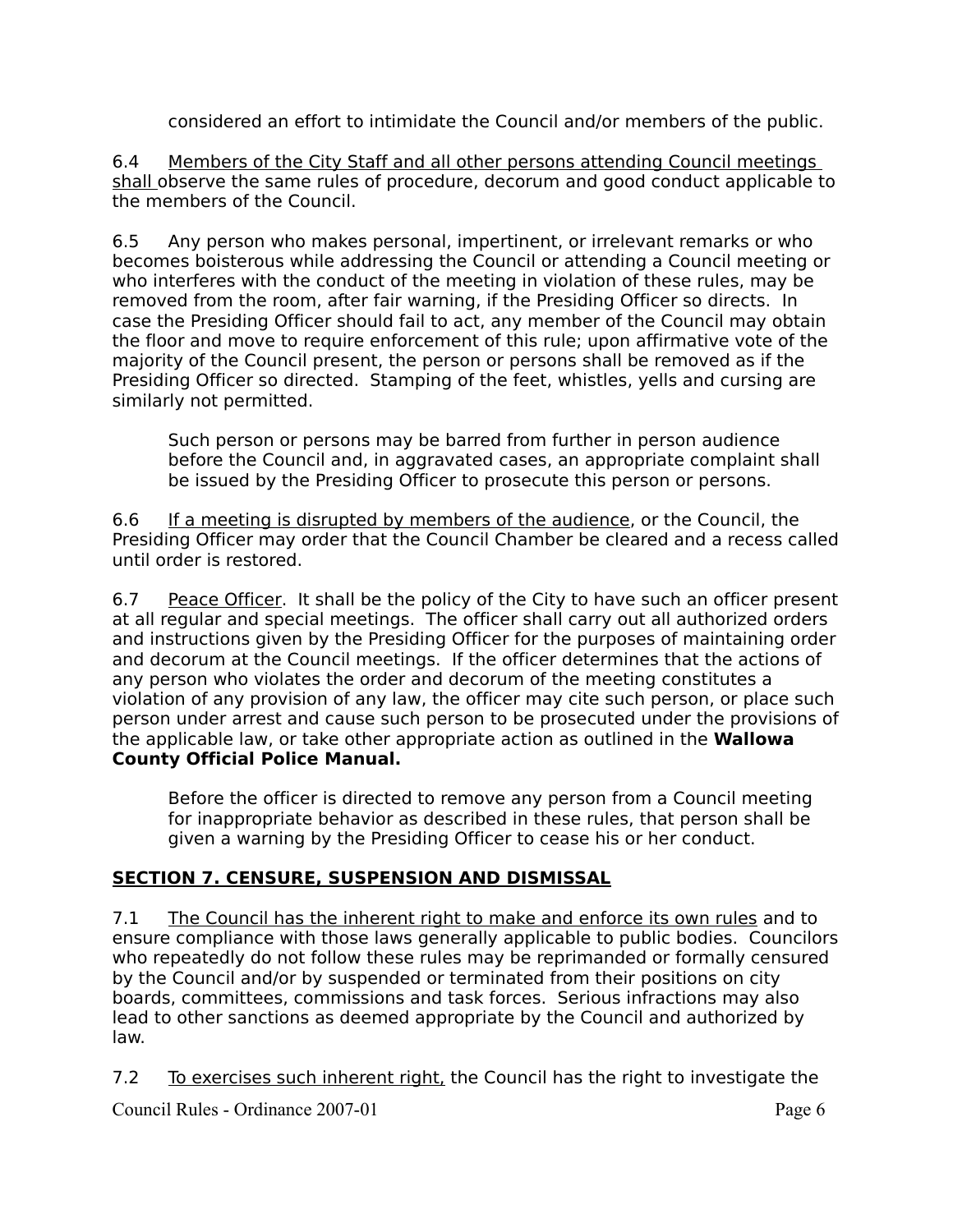considered an effort to intimidate the Council and/or members of the public.

6.4 Members of the City Staff and all other persons attending Council meetings shall observe the same rules of procedure, decorum and good conduct applicable to the members of the Council.

6.5 Any person who makes personal, impertinent, or irrelevant remarks or who becomes boisterous while addressing the Council or attending a Council meeting or who interferes with the conduct of the meeting in violation of these rules, may be removed from the room, after fair warning, if the Presiding Officer so directs. In case the Presiding Officer should fail to act, any member of the Council may obtain the floor and move to require enforcement of this rule; upon affirmative vote of the majority of the Council present, the person or persons shall be removed as if the Presiding Officer so directed. Stamping of the feet, whistles, yells and cursing are similarly not permitted.

Such person or persons may be barred from further in person audience before the Council and, in aggravated cases, an appropriate complaint shall be issued by the Presiding Officer to prosecute this person or persons.

6.6 If a meeting is disrupted by members of the audience, or the Council, the Presiding Officer may order that the Council Chamber be cleared and a recess called until order is restored.

6.7 Peace Officer. It shall be the policy of the City to have such an officer present at all regular and special meetings. The officer shall carry out all authorized orders and instructions given by the Presiding Officer for the purposes of maintaining order and decorum at the Council meetings. If the officer determines that the actions of any person who violates the order and decorum of the meeting constitutes a violation of any provision of any law, the officer may cite such person, or place such person under arrest and cause such person to be prosecuted under the provisions of the applicable law, or take other appropriate action as outlined in the **Wallowa County Official Police Manual.**

Before the officer is directed to remove any person from a Council meeting for inappropriate behavior as described in these rules, that person shall be given a warning by the Presiding Officer to cease his or her conduct.

## SECTION 7. CENSURE, SUSPENSION AND DISMISSAL

7.1 The Council has the inherent right to make and enforce its own rules and to ensure compliance with those laws generally applicable to public bodies. Councilors who repeatedly do not follow these rules may be reprimanded or formally censured by the Council and/or by suspended or terminated from their positions on city boards, committees, commissions and task forces. Serious infractions may also lead to other sanctions as deemed appropriate by the Council and authorized by law.

7.2 To exercises such inherent right, the Council has the right to investigate the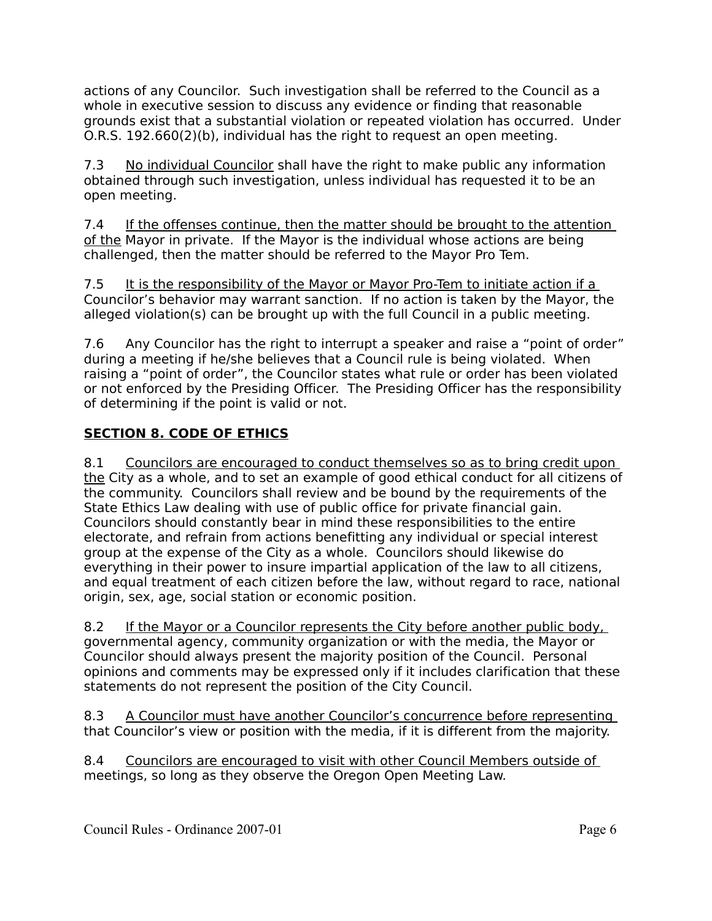actions of any Councilor. Such investigation shall be referred to the Council as a whole in executive session to discuss any evidence or finding that reasonable grounds exist that a substantial violation or repeated violation has occurred. Under O.R.S. 192.660(2)(b), individual has the right to request an open meeting.

7.3 <u>No individual Councilor</u> shall have the right to make public any information obtained through such investigation, unless individual has requested it to be an open meeting.

7.4 <u>If the offenses continue, then the matter should be brought to the attention of the</u> Mayor in private. If the Mayor is the individual whose actions are being challenged, then the matter should be referred to the Mayor Pro Tem.

7.5 <u>It is the responsibility of the Mayor or Mayor Pro-Tem to initiate action if a</u> Councilor's behavior may warrant sanction. If no action is taken by the Mayor, the alleged violation(s) can be brought up with the full Council in a public meeting.

7.6 Any Councilor has the right to interrupt a speaker and raise a "point of order" during a meeting if he/she believes that a Council rule is being violated. When raising a "point of order", the Councilor states what rule or order has been violated or not enforced by the Presiding Officer. The Presiding Officer has the responsibility of determining if the point is valid or not.

## <u>**SECTION 8. CODE OF ETHICS**</u>

8.1 <u>Councilors are encouraged to conduct themselves so as to bring credit upon the</u> City as a whole, and to set an example of good ethical conduct for all citizens of the community. Councilors shall review and be bound by the requirements of the State Ethics Law dealing with use of public office for private financial gain. Councilors should constantly bear in mind these responsibilities to the entire electorate, and refrain from actions benefitting any individual or special interest group at the expense of the City as a whole. Councilors should likewise do everything in their power to insure impartial application of the law to all citizens, and equal treatment of each citizen before the law, without regard to race, national origin, sex, age, social station or economic position.

8.2 <u>If the Mayor or a Councilor represents the City before another public body,</u> governmental agency, community organization or with the media, the Mayor or Councilor should always present the majority position of the Council. Personal opinions and comments may be expressed only if it includes clarification that these statements do not represent the position of the City Council.

8.3 <u>A Councilor must have another Councilor's concurrence before representing</u> that Councilor's view or position with the media, if it is different from the majority.

8.4 <u>Councilors are encouraged to visit with other Council Members outside of</u> meetings, so long as they observe the Oregon Open Meeting Law.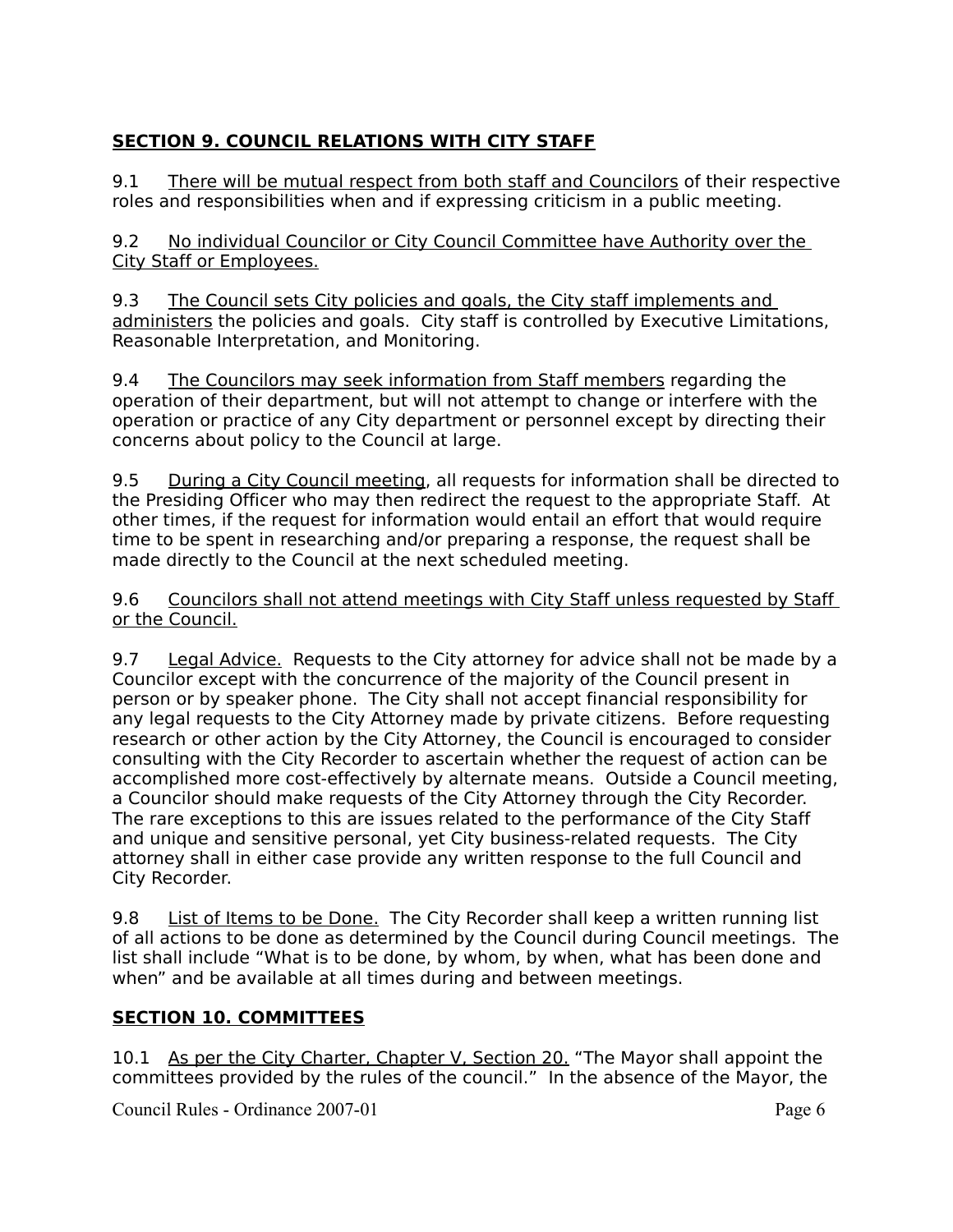## SECTION 9. COUNCIL RELATIONS WITH CITY STAFF

9.1 There will be mutual respect from both staff and Councilors of their respective roles and responsibilities when and if expressing criticism in a public meeting.

9.2 No individual Councilor or City Council Committee have Authority over the City Staff or Employees.

9.3 The Council sets City policies and goals, the City staff implements and administers the policies and goals. City staff is controlled by Executive Limitations, Reasonable Interpretation, and Monitoring.

9.4 The Councilors may seek information from Staff members regarding the operation of their department, but will not attempt to change or interfere with the operation or practice of any City department or personnel except by directing their concerns about policy to the Council at large.

9.5 During a City Council meeting, all requests for information shall be directed to the Presiding Officer who may then redirect the request to the appropriate Staff. At other times, if the request for information would entail an effort that would require time to be spent in researching and/or preparing a response, the request shall be made directly to the Council at the next scheduled meeting.

9.6 Councilors shall not attend meetings with City Staff unless requested by Staff or the Council.

9.7 Legal Advice. Requests to the City attorney for advice shall not be made by a Councilor except with the concurrence of the majority of the Council present in person or by speaker phone. The City shall not accept financial responsibility for any legal requests to the City Attorney made by private citizens. Before requesting research or other action by the City Attorney, the Council is encouraged to consider consulting with the City Recorder to ascertain whether the request of action can be accomplished more cost-effectively by alternate means. Outside a Council meeting, a Councilor should make requests of the City Attorney through the City Recorder. The rare exceptions to this are issues related to the performance of the City Staff and unique and sensitive personal, yet City business-related requests. The City attorney shall in either case provide any written response to the full Council and City Recorder.

9.8 List of Items to be Done. The City Recorder shall keep a written running list of all actions to be done as determined by the Council during Council meetings. The list shall include "What is to be done, by whom, by when, what has been done and when" and be available at all times during and between meetings.

## SECTION 10. COMMITTEES

10.1 As per the City Charter, Chapter V, Section 20. "The Mayor shall appoint the committees provided by the rules of the council." In the absence of the Mayor, the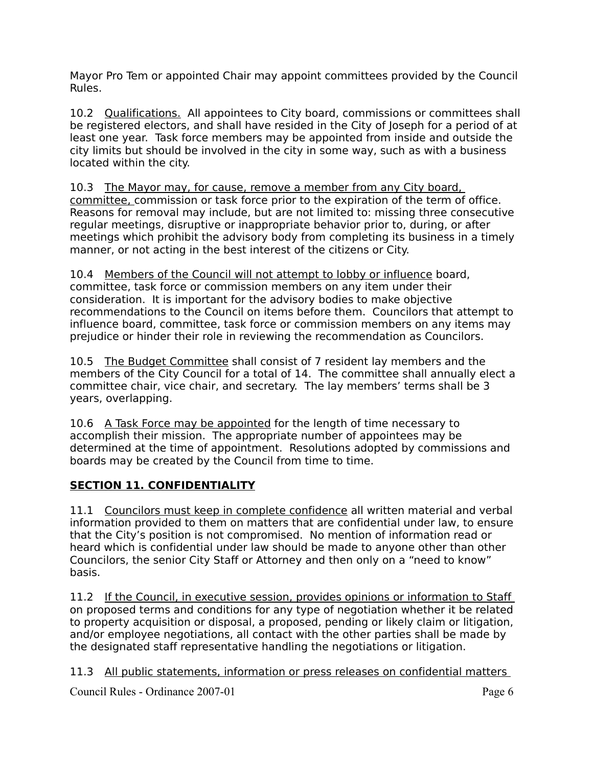Mayor Pro Tem or appointed Chair may appoint committees provided by the Council Rules.

10.2 <u>Qualifications.</u> All appointees to City board, commissions or committees shall be registered electors, and shall have resided in the City of Joseph for a period of at least one year. Task force members may be appointed from inside and outside the city limits but should be involved in the city in some way, such as with a business located within the city.

10.3 <u>The Mayor may, for cause, remove a member from any City board, committee,</u> commission or task force prior to the expiration of the term of office. Reasons for removal may include, but are not limited to: missing three consecutive regular meetings, disruptive or inappropriate behavior prior to, during, or after meetings which prohibit the advisory body from completing its business in a timely manner, or not acting in the best interest of the citizens or City.

10.4 <u>Members of the Council will not attempt to lobby or influence</u> board, committee, task force or commission members on any item under their consideration. It is important for the advisory bodies to make objective recommendations to the Council on items before them. Councilors that attempt to influence board, committee, task force or commission members on any items may prejudice or hinder their role in reviewing the recommendation as Councilors.

10.5 <u>The Budget Committee</u> shall consist of 7 resident lay members and the members of the City Council for a total of 14. The committee shall annually elect a committee chair, vice chair, and secretary. The lay members' terms shall be 3 years, overlapping.

10.6 <u>A Task Force may be appointed</u> for the length of time necessary to accomplish their mission. The appropriate number of appointees may be determined at the time of appointment. Resolutions adopted by commissions and boards may be created by the Council from time to time.

## SECTION 11. CONFIDENTIALITY

11.1 <u>Councilors must keep in complete confidence</u> all written material and verbal information provided to them on matters that are confidential under law, to ensure that the City's position is not compromised. No mention of information read or heard which is confidential under law should be made to anyone other than other Councilors, the senior City Staff or Attorney and then only on a "need to know" basis.

11.2 <u>If the Council, in executive session, provides opinions or information to Staff</u> on proposed terms and conditions for any type of negotiation whether it be related to property acquisition or disposal, a proposed, pending or likely claim or litigation, and/or employee negotiations, all contact with the other parties shall be made by the designated staff representative handling the negotiations or litigation.

11.3 <u>All public statements, information or press releases on confidential matters</u>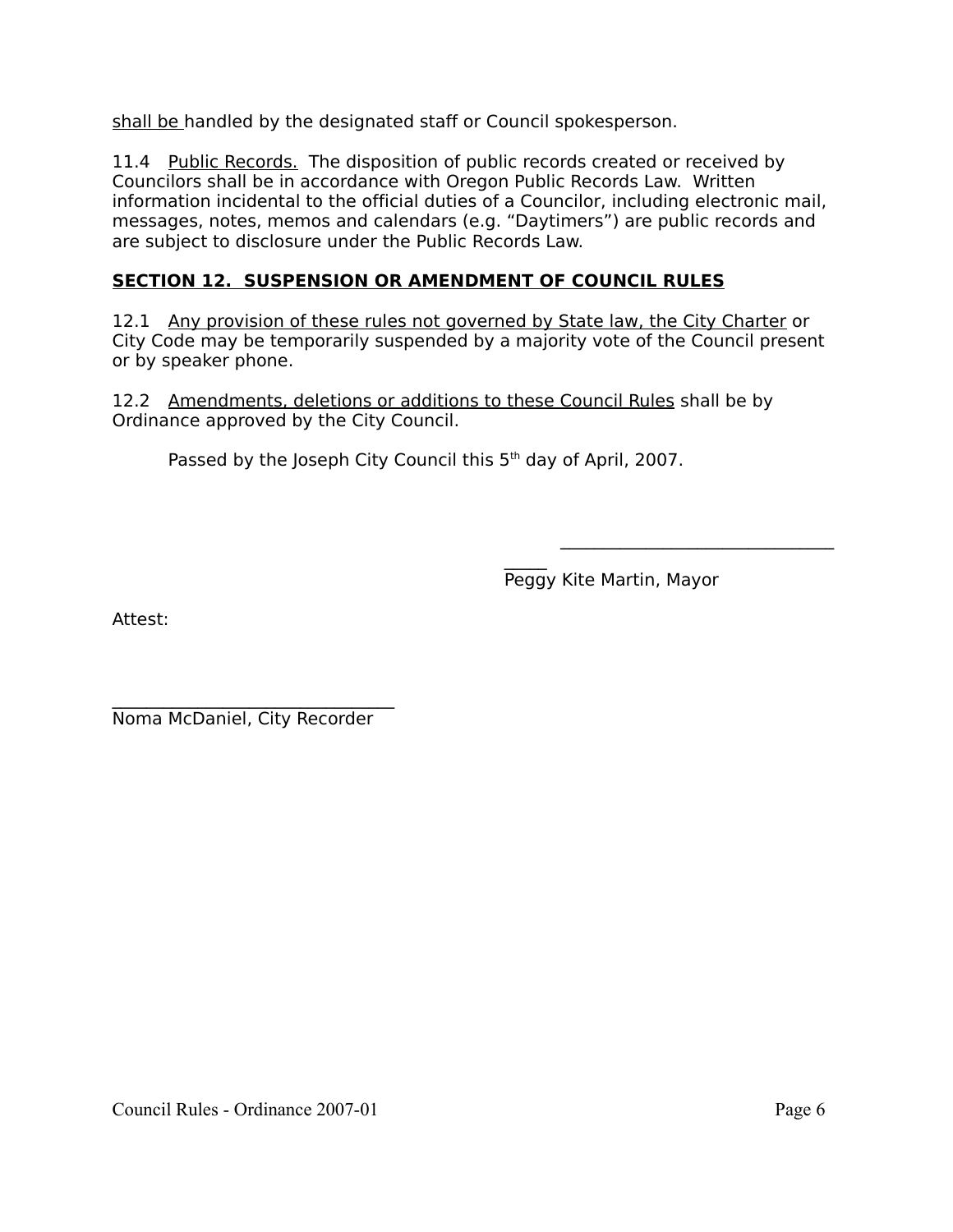shall be handled by the designated staff or Council spokesperson.

11.4 Public Records. The disposition of public records created or received by Councilors shall be in accordance with Oregon Public Records Law. Written information incidental to the official duties of a Councilor, including electronic mail, messages, notes, memos and calendars (e.g. "Daytimers") are public records and are subject to disclosure under the Public Records Law.

## SECTION 12. SUSPENSION OR AMENDMENT OF COUNCIL RULES

12.1 Any provision of these rules not governed by State law, the City Charter or City Code may be temporarily suspended by a majority vote of the Council present or by speaker phone.

12.2 Amendments, deletions or additions to these Council Rules shall be by Ordinance approved by the City Council.

Passed by the Joseph City Council this 5th day of April, 2007.

\_\_\_\_\_\_\_\_\_\_\_\_\_\_\_\_\_\_\_\_\_\_\_\_\_\_\_\_\_\_\_\_\_\_\_
Peggy Kite Martin, Mayor

Attest:

\_\_\_\_\_\_\_\_\_\_\_\_\_\_\_\_\_\_\_\_\_\_\_\_\_\_\_\_\_\_\_\_\_\_\_
Noma McDaniel, City Recorder